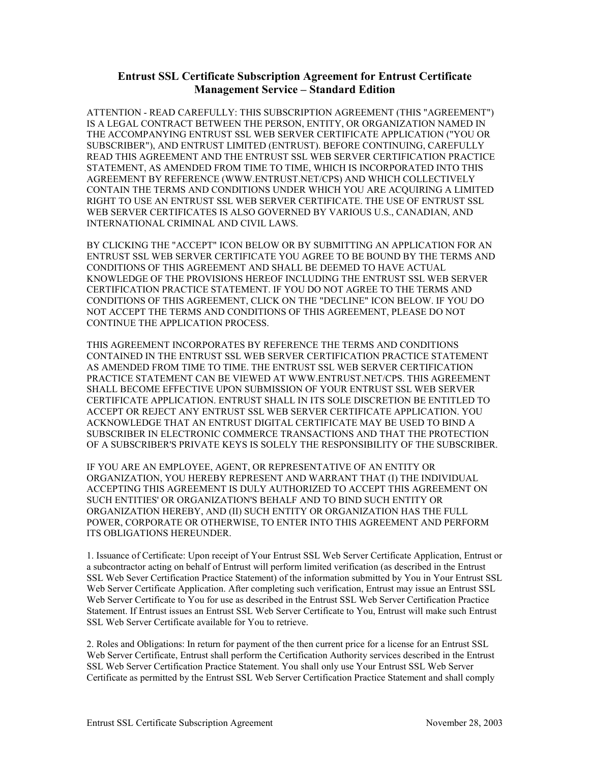# Entrust SSL Certificate Subscription Agreement for Entrust Certificate Management Service – Standard Edition

ATTENTION - READ CAREFULLY: THIS SUBSCRIPTION AGREEMENT (THIS "AGREEMENT") IS A LEGAL CONTRACT BETWEEN THE PERSON, ENTITY, OR ORGANIZATION NAMED IN THE ACCOMPANYING ENTRUST SSL WEB SERVER CERTIFICATE APPLICATION ("YOU OR SUBSCRIBER"), AND ENTRUST LIMITED (ENTRUST). BEFORE CONTINUING, CAREFULLY READ THIS AGREEMENT AND THE ENTRUST SSL WEB SERVER CERTIFICATION PRACTICE STATEMENT, AS AMENDED FROM TIME TO TIME, WHICH IS INCORPORATED INTO THIS AGREEMENT BY REFERENCE (WWW.ENTRUST.NET/CPS) AND WHICH COLLECTIVELY CONTAIN THE TERMS AND CONDITIONS UNDER WHICH YOU ARE ACQUIRING A LIMITED RIGHT TO USE AN ENTRUST SSL WEB SERVER CERTIFICATE. THE USE OF ENTRUST SSL WEB SERVER CERTIFICATES IS ALSO GOVERNED BY VARIOUS U.S., CANADIAN, AND INTERNATIONAL CRIMINAL AND CIVIL LAWS.

BY CLICKING THE "ACCEPT" ICON BELOW OR BY SUBMITTING AN APPLICATION FOR AN ENTRUST SSL WEB SERVER CERTIFICATE YOU AGREE TO BE BOUND BY THE TERMS AND CONDITIONS OF THIS AGREEMENT AND SHALL BE DEEMED TO HAVE ACTUAL KNOWLEDGE OF THE PROVISIONS HEREOF INCLUDING THE ENTRUST SSL WEB SERVER CERTIFICATION PRACTICE STATEMENT. IF YOU DO NOT AGREE TO THE TERMS AND CONDITIONS OF THIS AGREEMENT, CLICK ON THE "DECLINE" ICON BELOW. IF YOU DO NOT ACCEPT THE TERMS AND CONDITIONS OF THIS AGREEMENT, PLEASE DO NOT CONTINUE THE APPLICATION PROCESS.

THIS AGREEMENT INCORPORATES BY REFERENCE THE TERMS AND CONDITIONS CONTAINED IN THE ENTRUST SSL WEB SERVER CERTIFICATION PRACTICE STATEMENT AS AMENDED FROM TIME TO TIME. THE ENTRUST SSL WEB SERVER CERTIFICATION PRACTICE STATEMENT CAN BE VIEWED AT WWW.ENTRUST.NET/CPS. THIS AGREEMENT SHALL BECOME EFFECTIVE UPON SUBMISSION OF YOUR ENTRUST SSL WEB SERVER CERTIFICATE APPLICATION. ENTRUST SHALL IN ITS SOLE DISCRETION BE ENTITLED TO ACCEPT OR REJECT ANY ENTRUST SSL WEB SERVER CERTIFICATE APPLICATION. YOU ACKNOWLEDGE THAT AN ENTRUST DIGITAL CERTIFICATE MAY BE USED TO BIND A SUBSCRIBER IN ELECTRONIC COMMERCE TRANSACTIONS AND THAT THE PROTECTION OF A SUBSCRIBER'S PRIVATE KEYS IS SOLELY THE RESPONSIBILITY OF THE SUBSCRIBER.

IF YOU ARE AN EMPLOYEE, AGENT, OR REPRESENTATIVE OF AN ENTITY OR ORGANIZATION, YOU HEREBY REPRESENT AND WARRANT THAT (I) THE INDIVIDUAL ACCEPTING THIS AGREEMENT IS DULY AUTHORIZED TO ACCEPT THIS AGREEMENT ON SUCH ENTITIES' OR ORGANIZATION'S BEHALF AND TO BIND SUCH ENTITY OR ORGANIZATION HEREBY, AND (II) SUCH ENTITY OR ORGANIZATION HAS THE FULL POWER, CORPORATE OR OTHERWISE, TO ENTER INTO THIS AGREEMENT AND PERFORM ITS OBLIGATIONS HEREUNDER.

1. Issuance of Certificate: Upon receipt of Your Entrust SSL Web Server Certificate Application, Entrust or a subcontractor acting on behalf of Entrust will perform limited verification (as described in the Entrust SSL Web Sever Certification Practice Statement) of the information submitted by You in Your Entrust SSL Web Server Certificate Application. After completing such verification, Entrust may issue an Entrust SSL Web Server Certificate to You for use as described in the Entrust SSL Web Server Certification Practice Statement. If Entrust issues an Entrust SSL Web Server Certificate to You, Entrust will make such Entrust SSL Web Server Certificate available for You to retrieve.

2. Roles and Obligations: In return for payment of the then current price for a license for an Entrust SSL Web Server Certificate, Entrust shall perform the Certification Authority services described in the Entrust SSL Web Server Certification Practice Statement. You shall only use Your Entrust SSL Web Server Certificate as permitted by the Entrust SSL Web Server Certification Practice Statement and shall comply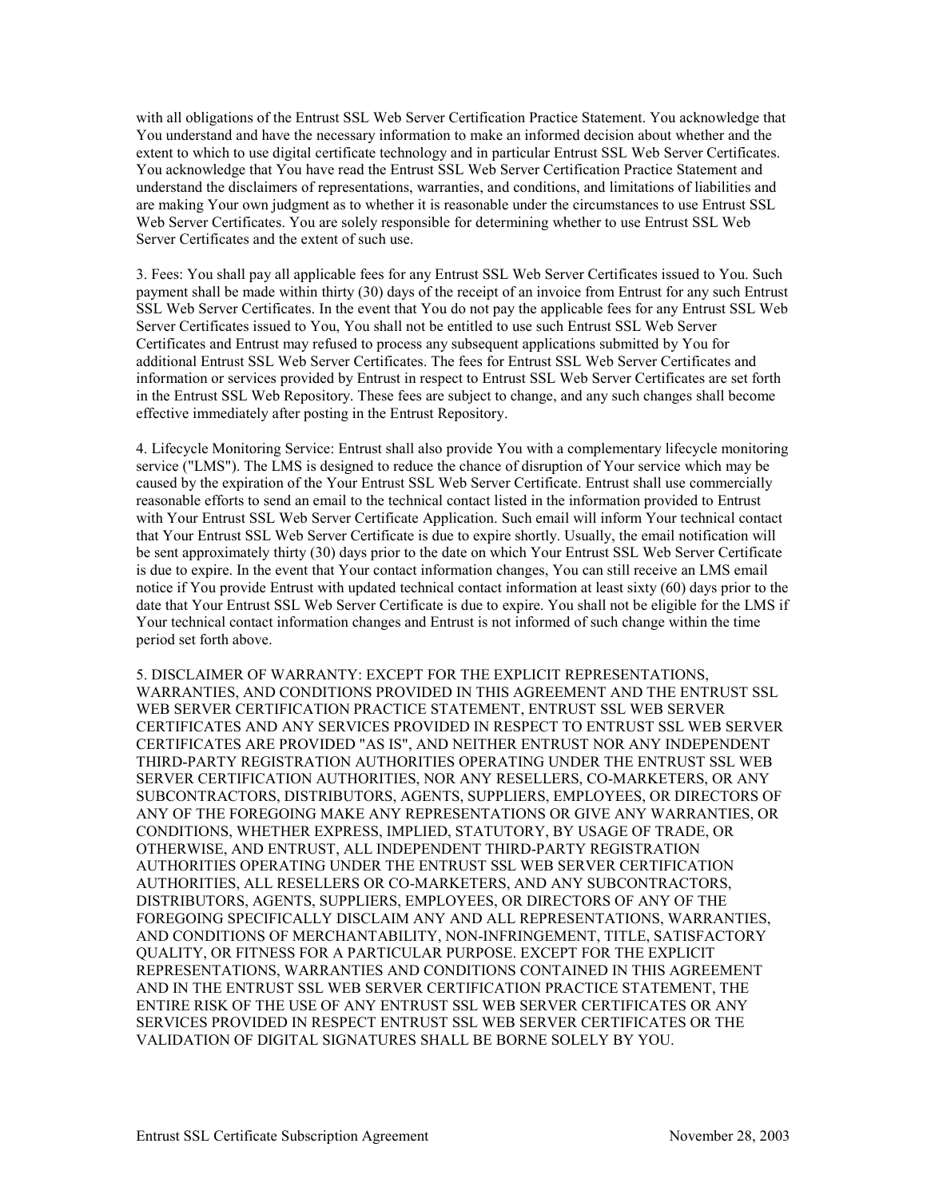with all obligations of the Entrust SSL Web Server Certification Practice Statement. You acknowledge that You understand and have the necessary information to make an informed decision about whether and the extent to which to use digital certificate technology and in particular Entrust SSL Web Server Certificates. You acknowledge that You have read the Entrust SSL Web Server Certification Practice Statement and understand the disclaimers of representations, warranties, and conditions, and limitations of liabilities and are making Your own judgment as to whether it is reasonable under the circumstances to use Entrust SSL Web Server Certificates. You are solely responsible for determining whether to use Entrust SSL Web Server Certificates and the extent of such use.

3. Fees: You shall pay all applicable fees for any Entrust SSL Web Server Certificates issued to You. Such payment shall be made within thirty (30) days of the receipt of an invoice from Entrust for any such Entrust SSL Web Server Certificates. In the event that You do not pay the applicable fees for any Entrust SSL Web Server Certificates issued to You, You shall not be entitled to use such Entrust SSL Web Server Certificates and Entrust may refused to process any subsequent applications submitted by You for additional Entrust SSL Web Server Certificates. The fees for Entrust SSL Web Server Certificates and information or services provided by Entrust in respect to Entrust SSL Web Server Certificates are set forth in the Entrust SSL Web Repository. These fees are subject to change, and any such changes shall become effective immediately after posting in the Entrust Repository.

4. Lifecycle Monitoring Service: Entrust shall also provide You with a complementary lifecycle monitoring service ("LMS"). The LMS is designed to reduce the chance of disruption of Your service which may be caused by the expiration of the Your Entrust SSL Web Server Certificate. Entrust shall use commercially reasonable efforts to send an email to the technical contact listed in the information provided to Entrust with Your Entrust SSL Web Server Certificate Application. Such email will inform Your technical contact that Your Entrust SSL Web Server Certificate is due to expire shortly. Usually, the email notification will be sent approximately thirty (30) days prior to the date on which Your Entrust SSL Web Server Certificate is due to expire. In the event that Your contact information changes, You can still receive an LMS email notice if You provide Entrust with updated technical contact information at least sixty (60) days prior to the date that Your Entrust SSL Web Server Certificate is due to expire. You shall not be eligible for the LMS if Your technical contact information changes and Entrust is not informed of such change within the time period set forth above.

5. DISCLAIMER OF WARRANTY: EXCEPT FOR THE EXPLICIT REPRESENTATIONS, WARRANTIES, AND CONDITIONS PROVIDED IN THIS AGREEMENT AND THE ENTRUST SSL WEB SERVER CERTIFICATION PRACTICE STATEMENT, ENTRUST SSL WEB SERVER CERTIFICATES AND ANY SERVICES PROVIDED IN RESPECT TO ENTRUST SSL WEB SERVER CERTIFICATES ARE PROVIDED "AS IS", AND NEITHER ENTRUST NOR ANY INDEPENDENT THIRD-PARTY REGISTRATION AUTHORITIES OPERATING UNDER THE ENTRUST SSL WEB SERVER CERTIFICATION AUTHORITIES, NOR ANY RESELLERS, CO-MARKETERS, OR ANY SUBCONTRACTORS, DISTRIBUTORS, AGENTS, SUPPLIERS, EMPLOYEES, OR DIRECTORS OF ANY OF THE FOREGOING MAKE ANY REPRESENTATIONS OR GIVE ANY WARRANTIES, OR CONDITIONS, WHETHER EXPRESS, IMPLIED, STATUTORY, BY USAGE OF TRADE, OR OTHERWISE, AND ENTRUST, ALL INDEPENDENT THIRD-PARTY REGISTRATION AUTHORITIES OPERATING UNDER THE ENTRUST SSL WEB SERVER CERTIFICATION AUTHORITIES, ALL RESELLERS OR CO-MARKETERS, AND ANY SUBCONTRACTORS, DISTRIBUTORS, AGENTS, SUPPLIERS, EMPLOYEES, OR DIRECTORS OF ANY OF THE FOREGOING SPECIFICALLY DISCLAIM ANY AND ALL REPRESENTATIONS, WARRANTIES, AND CONDITIONS OF MERCHANTABILITY, NON-INFRINGEMENT, TITLE, SATISFACTORY QUALITY, OR FITNESS FOR A PARTICULAR PURPOSE. EXCEPT FOR THE EXPLICIT REPRESENTATIONS, WARRANTIES AND CONDITIONS CONTAINED IN THIS AGREEMENT AND IN THE ENTRUST SSL WEB SERVER CERTIFICATION PRACTICE STATEMENT, THE ENTIRE RISK OF THE USE OF ANY ENTRUST SSL WEB SERVER CERTIFICATES OR ANY SERVICES PROVIDED IN RESPECT ENTRUST SSL WEB SERVER CERTIFICATES OR THE VALIDATION OF DIGITAL SIGNATURES SHALL BE BORNE SOLELY BY YOU.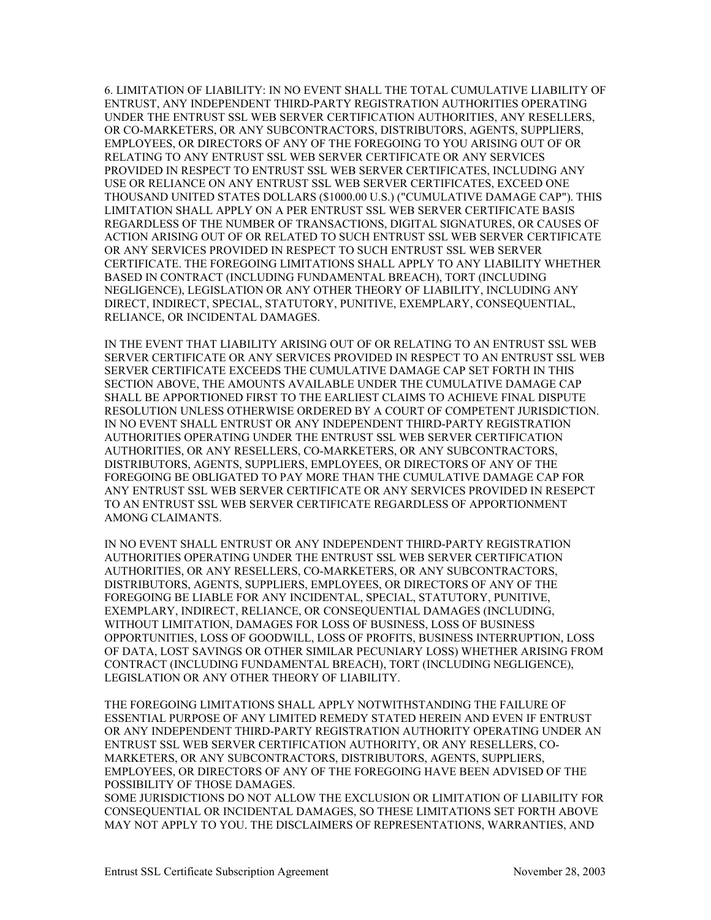6. LIMITATION OF LIABILITY: IN NO EVENT SHALL THE TOTAL CUMULATIVE LIABILITY OF ENTRUST, ANY INDEPENDENT THIRD-PARTY REGISTRATION AUTHORITIES OPERATING UNDER THE ENTRUST SSL WEB SERVER CERTIFICATION AUTHORITIES, ANY RESELLERS, OR CO-MARKETERS, OR ANY SUBCONTRACTORS, DISTRIBUTORS, AGENTS, SUPPLIERS, EMPLOYEES, OR DIRECTORS OF ANY OF THE FOREGOING TO YOU ARISING OUT OF OR RELATING TO ANY ENTRUST SSL WEB SERVER CERTIFICATE OR ANY SERVICES PROVIDED IN RESPECT TO ENTRUST SSL WEB SERVER CERTIFICATES, INCLUDING ANY USE OR RELIANCE ON ANY ENTRUST SSL WEB SERVER CERTIFICATES, EXCEED ONE THOUSAND UNITED STATES DOLLARS ($1000.00 U.S.) ("CUMULATIVE DAMAGE CAP"). THIS LIMITATION SHALL APPLY ON A PER ENTRUST SSL WEB SERVER CERTIFICATE BASIS REGARDLESS OF THE NUMBER OF TRANSACTIONS, DIGITAL SIGNATURES, OR CAUSES OF ACTION ARISING OUT OF OR RELATED TO SUCH ENTRUST SSL WEB SERVER CERTIFICATE OR ANY SERVICES PROVIDED IN RESPECT TO SUCH ENTRUST SSL WEB SERVER CERTIFICATE. THE FOREGOING LIMITATIONS SHALL APPLY TO ANY LIABILITY WHETHER BASED IN CONTRACT (INCLUDING FUNDAMENTAL BREACH), TORT (INCLUDING NEGLIGENCE), LEGISLATION OR ANY OTHER THEORY OF LIABILITY, INCLUDING ANY DIRECT, INDIRECT, SPECIAL, STATUTORY, PUNITIVE, EXEMPLARY, CONSEQUENTIAL, RELIANCE, OR INCIDENTAL DAMAGES.

IN THE EVENT THAT LIABILITY ARISING OUT OF OR RELATING TO AN ENTRUST SSL WEB SERVER CERTIFICATE OR ANY SERVICES PROVIDED IN RESPECT TO AN ENTRUST SSL WEB SERVER CERTIFICATE EXCEEDS THE CUMULATIVE DAMAGE CAP SET FORTH IN THIS SECTION ABOVE, THE AMOUNTS AVAILABLE UNDER THE CUMULATIVE DAMAGE CAP SHALL BE APPORTIONED FIRST TO THE EARLIEST CLAIMS TO ACHIEVE FINAL DISPUTE RESOLUTION UNLESS OTHERWISE ORDERED BY A COURT OF COMPETENT JURISDICTION. IN NO EVENT SHALL ENTRUST OR ANY INDEPENDENT THIRD-PARTY REGISTRATION AUTHORITIES OPERATING UNDER THE ENTRUST SSL WEB SERVER CERTIFICATION AUTHORITIES, OR ANY RESELLERS, CO-MARKETERS, OR ANY SUBCONTRACTORS, DISTRIBUTORS, AGENTS, SUPPLIERS, EMPLOYEES, OR DIRECTORS OF ANY OF THE FOREGOING BE OBLIGATED TO PAY MORE THAN THE CUMULATIVE DAMAGE CAP FOR ANY ENTRUST SSL WEB SERVER CERTIFICATE OR ANY SERVICES PROVIDED IN RESEPCT TO AN ENTRUST SSL WEB SERVER CERTIFICATE REGARDLESS OF APPORTIONMENT AMONG CLAIMANTS.

IN NO EVENT SHALL ENTRUST OR ANY INDEPENDENT THIRD-PARTY REGISTRATION AUTHORITIES OPERATING UNDER THE ENTRUST SSL WEB SERVER CERTIFICATION AUTHORITIES, OR ANY RESELLERS, CO-MARKETERS, OR ANY SUBCONTRACTORS, DISTRIBUTORS, AGENTS, SUPPLIERS, EMPLOYEES, OR DIRECTORS OF ANY OF THE FOREGOING BE LIABLE FOR ANY INCIDENTAL, SPECIAL, STATUTORY, PUNITIVE, EXEMPLARY, INDIRECT, RELIANCE, OR CONSEQUENTIAL DAMAGES (INCLUDING, WITHOUT LIMITATION, DAMAGES FOR LOSS OF BUSINESS, LOSS OF BUSINESS OPPORTUNITIES, LOSS OF GOODWILL, LOSS OF PROFITS, BUSINESS INTERRUPTION, LOSS OF DATA, LOST SAVINGS OR OTHER SIMILAR PECUNIARY LOSS) WHETHER ARISING FROM CONTRACT (INCLUDING FUNDAMENTAL BREACH), TORT (INCLUDING NEGLIGENCE), LEGISLATION OR ANY OTHER THEORY OF LIABILITY.

THE FOREGOING LIMITATIONS SHALL APPLY NOTWITHSTANDING THE FAILURE OF ESSENTIAL PURPOSE OF ANY LIMITED REMEDY STATED HEREIN AND EVEN IF ENTRUST OR ANY INDEPENDENT THIRD-PARTY REGISTRATION AUTHORITY OPERATING UNDER AN ENTRUST SSL WEB SERVER CERTIFICATION AUTHORITY, OR ANY RESELLERS, CO-MARKETERS, OR ANY SUBCONTRACTORS, DISTRIBUTORS, AGENTS, SUPPLIERS, EMPLOYEES, OR DIRECTORS OF ANY OF THE FOREGOING HAVE BEEN ADVISED OF THE POSSIBILITY OF THOSE DAMAGES.

SOME JURISDICTIONS DO NOT ALLOW THE EXCLUSION OR LIMITATION OF LIABILITY FOR CONSEQUENTIAL OR INCIDENTAL DAMAGES, SO THESE LIMITATIONS SET FORTH ABOVE MAY NOT APPLY TO YOU. THE DISCLAIMERS OF REPRESENTATIONS, WARRANTIES, AND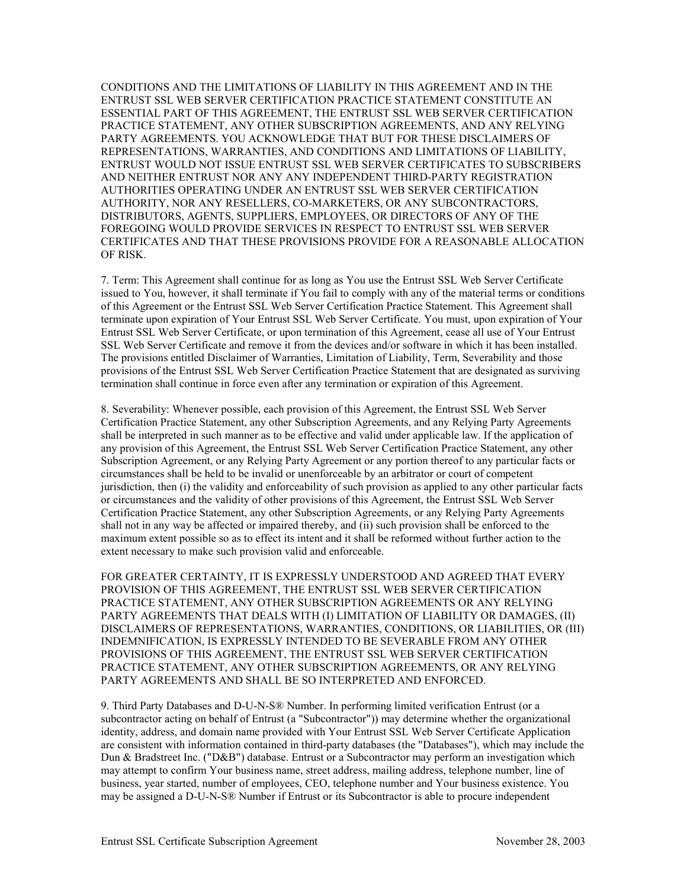CONDITIONS AND THE LIMITATIONS OF LIABILITY IN THIS AGREEMENT AND IN THE ENTRUST SSL WEB SERVER CERTIFICATION PRACTICE STATEMENT CONSTITUTE AN ESSENTIAL PART OF THIS AGREEMENT, THE ENTRUST SSL WEB SERVER CERTIFICATION PRACTICE STATEMENT, ANY OTHER SUBSCRIPTION AGREEMENTS, AND ANY RELYING PARTY AGREEMENTS. YOU ACKNOWLEDGE THAT BUT FOR THESE DISCLAIMERS OF REPRESENTATIONS, WARRANTIES, AND CONDITIONS AND LIMITATIONS OF LIABILITY, ENTRUST WOULD NOT ISSUE ENTRUST SSL WEB SERVER CERTIFICATES TO SUBSCRIBERS AND NEITHER ENTRUST NOR ANY ANY INDEPENDENT THIRD-PARTY REGISTRATION AUTHORITIES OPERATING UNDER AN ENTRUST SSL WEB SERVER CERTIFICATION AUTHORITY, NOR ANY RESELLERS, CO-MARKETERS, OR ANY SUBCONTRACTORS, DISTRIBUTORS, AGENTS, SUPPLIERS, EMPLOYEES, OR DIRECTORS OF ANY OF THE FOREGOING WOULD PROVIDE SERVICES IN RESPECT TO ENTRUST SSL WEB SERVER CERTIFICATES AND THAT THESE PROVISIONS PROVIDE FOR A REASONABLE ALLOCATION OF RISK.

7. Term: This Agreement shall continue for as long as You use the Entrust SSL Web Server Certificate issued to You, however, it shall terminate if You fail to comply with any of the material terms or conditions of this Agreement or the Entrust SSL Web Server Certification Practice Statement. This Agreement shall terminate upon expiration of Your Entrust SSL Web Server Certificate. You must, upon expiration of Your Entrust SSL Web Server Certificate, or upon termination of this Agreement, cease all use of Your Entrust SSL Web Server Certificate and remove it from the devices and/or software in which it has been installed. The provisions entitled Disclaimer of Warranties, Limitation of Liability, Term, Severability and those provisions of the Entrust SSL Web Server Certification Practice Statement that are designated as surviving termination shall continue in force even after any termination or expiration of this Agreement.

8. Severability: Whenever possible, each provision of this Agreement, the Entrust SSL Web Server Certification Practice Statement, any other Subscription Agreements, and any Relying Party Agreements shall be interpreted in such manner as to be effective and valid under applicable law. If the application of any provision of this Agreement, the Entrust SSL Web Server Certification Practice Statement, any other Subscription Agreement, or any Relying Party Agreement or any portion thereof to any particular facts or circumstances shall be held to be invalid or unenforceable by an arbitrator or court of competent jurisdiction, then (i) the validity and enforceability of such provision as applied to any other particular facts or circumstances and the validity of other provisions of this Agreement, the Entrust SSL Web Server Certification Practice Statement, any other Subscription Agreements, or any Relying Party Agreements shall not in any way be affected or impaired thereby, and (ii) such provision shall be enforced to the maximum extent possible so as to effect its intent and it shall be reformed without further action to the extent necessary to make such provision valid and enforceable.

FOR GREATER CERTAINTY, IT IS EXPRESSLY UNDERSTOOD AND AGREED THAT EVERY PROVISION OF THIS AGREEMENT, THE ENTRUST SSL WEB SERVER CERTIFICATION PRACTICE STATEMENT, ANY OTHER SUBSCRIPTION AGREEMENTS OR ANY RELYING PARTY AGREEMENTS THAT DEALS WITH (I) LIMITATION OF LIABILITY OR DAMAGES, (II) DISCLAIMERS OF REPRESENTATIONS, WARRANTIES, CONDITIONS, OR LIABILITIES, OR (III) INDEMNIFICATION, IS EXPRESSLY INTENDED TO BE SEVERABLE FROM ANY OTHER PROVISIONS OF THIS AGREEMENT, THE ENTRUST SSL WEB SERVER CERTIFICATION PRACTICE STATEMENT, ANY OTHER SUBSCRIPTION AGREEMENTS, OR ANY RELYING PARTY AGREEMENTS AND SHALL BE SO INTERPRETED AND ENFORCED.

9. Third Party Databases and D-U-N-S® Number. In performing limited verification Entrust (or a subcontractor acting on behalf of Entrust (a "Subcontractor")) may determine whether the organizational identity, address, and domain name provided with Your Entrust SSL Web Server Certificate Application are consistent with information contained in third-party databases (the "Databases"), which may include the Dun & Bradstreet Inc. ("D&B") database. Entrust or a Subcontractor may perform an investigation which may attempt to confirm Your business name, street address, mailing address, telephone number, line of business, year started, number of employees, CEO, telephone number and Your business existence. You may be assigned a D-U-N-S® Number if Entrust or its Subcontractor is able to procure independent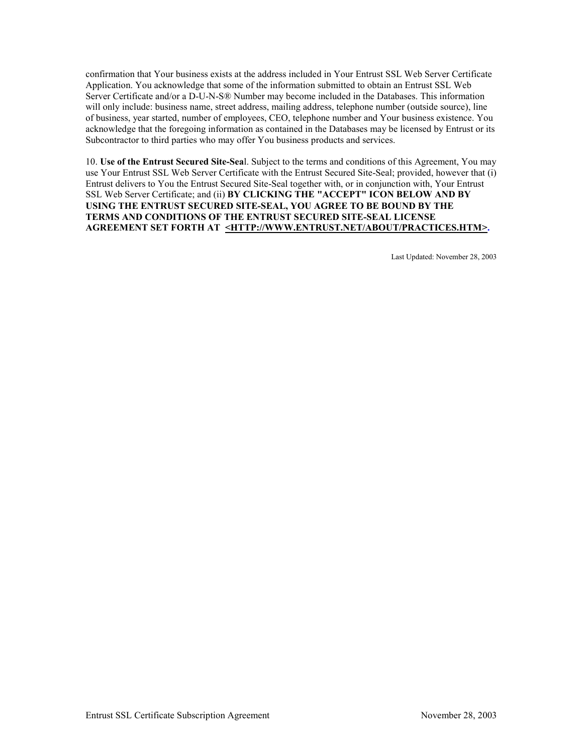confirmation that Your business exists at the address included in Your Entrust SSL Web Server Certificate Application. You acknowledge that some of the information submitted to obtain an Entrust SSL Web Server Certificate and/or a D-U-N-S® Number may become included in the Databases. This information will only include: business name, street address, mailing address, telephone number (outside source), line of business, year started, number of employees, CEO, telephone number and Your business existence. You acknowledge that the foregoing information as contained in the Databases may be licensed by Entrust or its Subcontractor to third parties who may offer You business products and services.

10. **Use of the Entrust Secured Site-Sea**l. Subject to the terms and conditions of this Agreement, You may use Your Entrust SSL Web Server Certificate with the Entrust Secured Site-Seal; provided, however that (i) Entrust delivers to You the Entrust Secured Site-Seal together with, or in conjunction with, Your Entrust SSL Web Server Certificate; and (ii) **BY CLICKING THE "ACCEPT" ICON BELOW AND BY USING THE ENTRUST SECURED SITE-SEAL, YOU AGREE TO BE BOUND BY THE TERMS AND CONDITIONS OF THE ENTRUST SECURED SITE-SEAL LICENSE AGREEMENT SET FORTH AT <HTTP://WWW.ENTRUST.NET/ABOUT/PRACTICES.HTM>.**

Last Updated: November 28, 2003